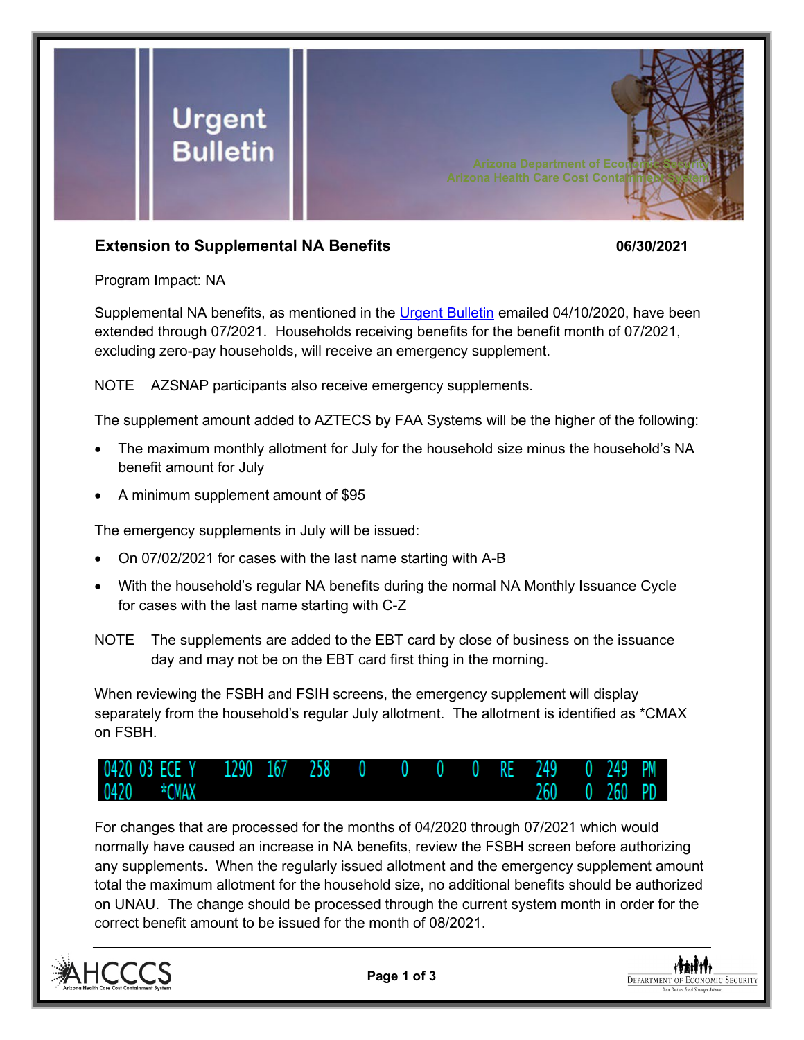# Urgent Bulletin

Arizona Department of Economic Security
Arizona Health Care Cost Containment System

**Extension to Supplemental NA Benefits** **06/30/2021**

Program Impact: NA

Supplemental NA benefits, as mentioned in the Urgent Bulletin emailed 04/10/2020, have been extended through 07/2021. Households receiving benefits for the benefit month of 07/2021, excluding zero-pay households, will receive an emergency supplement.

NOTE AZSNAP participants also receive emergency supplements.

The supplement amount added to AZTECS by FAA Systems will be the higher of the following:

- The maximum monthly allotment for July for the household size minus the household's NA benefit amount for July
- A minimum supplement amount of $95

The emergency supplements in July will be issued:

- On 07/02/2021 for cases with the last name starting with A-B
- With the household's regular NA benefits during the normal NA Monthly Issuance Cycle for cases with the last name starting with C-Z

NOTE The supplements are added to the EBT card by close of business on the issuance day and may not be on the EBT card first thing in the morning.

When reviewing the FSBH and FSIH screens, the emergency supplement will display separately from the household's regular July allotment. The allotment is identified as *CMAX on FSBH.

```
0420 03 ECE Y    1290  167   258    0     0     0     0   RE   249    0  249  PM
0420    *CMAX                                                  260    0  260  PD
```

For changes that are processed for the months of 04/2020 through 07/2021 which would normally have caused an increase in NA benefits, review the FSBH screen before authorizing any supplements. When the regularly issued allotment and the emergency supplement amount total the maximum allotment for the household size, no additional benefits should be authorized on UNAU. The change should be processed through the current system month in order for the correct benefit amount to be issued for the month of 08/2021.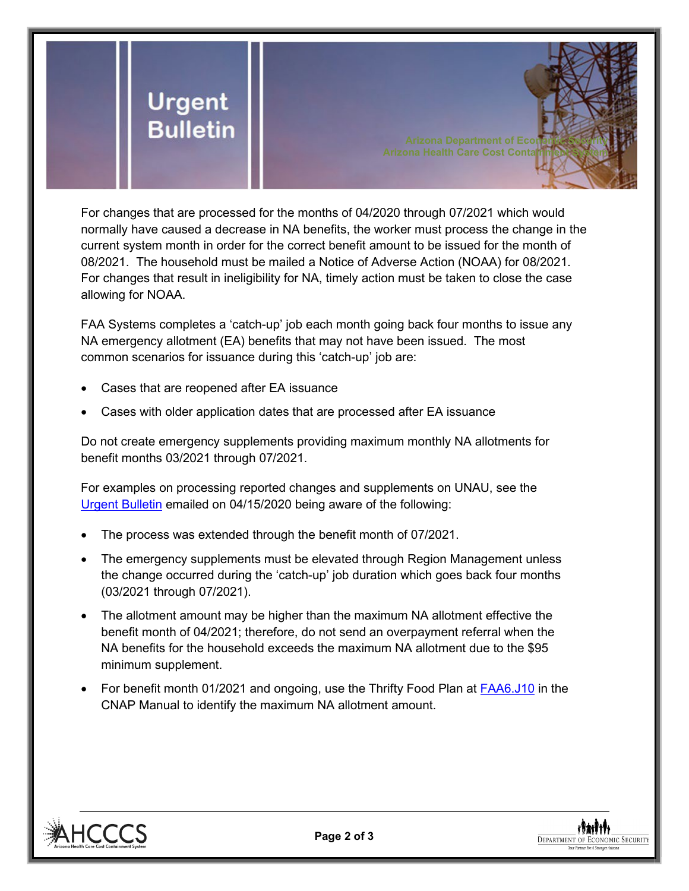For changes that are processed for the months of 04/2020 through 07/2021 which would normally have caused a decrease in NA benefits, the worker must process the change in the current system month in order for the correct benefit amount to be issued for the month of 08/2021. The household must be mailed a Notice of Adverse Action (NOAA) for 08/2021. For changes that result in ineligibility for NA, timely action must be taken to close the case allowing for NOAA.

FAA Systems completes a 'catch-up' job each month going back four months to issue any NA emergency allotment (EA) benefits that may not have been issued. The most common scenarios for issuance during this 'catch-up' job are:

- Cases that are reopened after EA issuance
- Cases with older application dates that are processed after EA issuance

Do not create emergency supplements providing maximum monthly NA allotments for benefit months 03/2021 through 07/2021.

For examples on processing reported changes and supplements on UNAU, see the Urgent Bulletin emailed on 04/15/2020 being aware of the following:

- The process was extended through the benefit month of 07/2021.
- The emergency supplements must be elevated through Region Management unless the change occurred during the 'catch-up' job duration which goes back four months (03/2021 through 07/2021).
- The allotment amount may be higher than the maximum NA allotment effective the benefit month of 04/2021; therefore, do not send an overpayment referral when the NA benefits for the household exceeds the maximum NA allotment due to the $95 minimum supplement.
- For benefit month 01/2021 and ongoing, use the Thrifty Food Plan at FAA6.J10 in the CNAP Manual to identify the maximum NA allotment amount.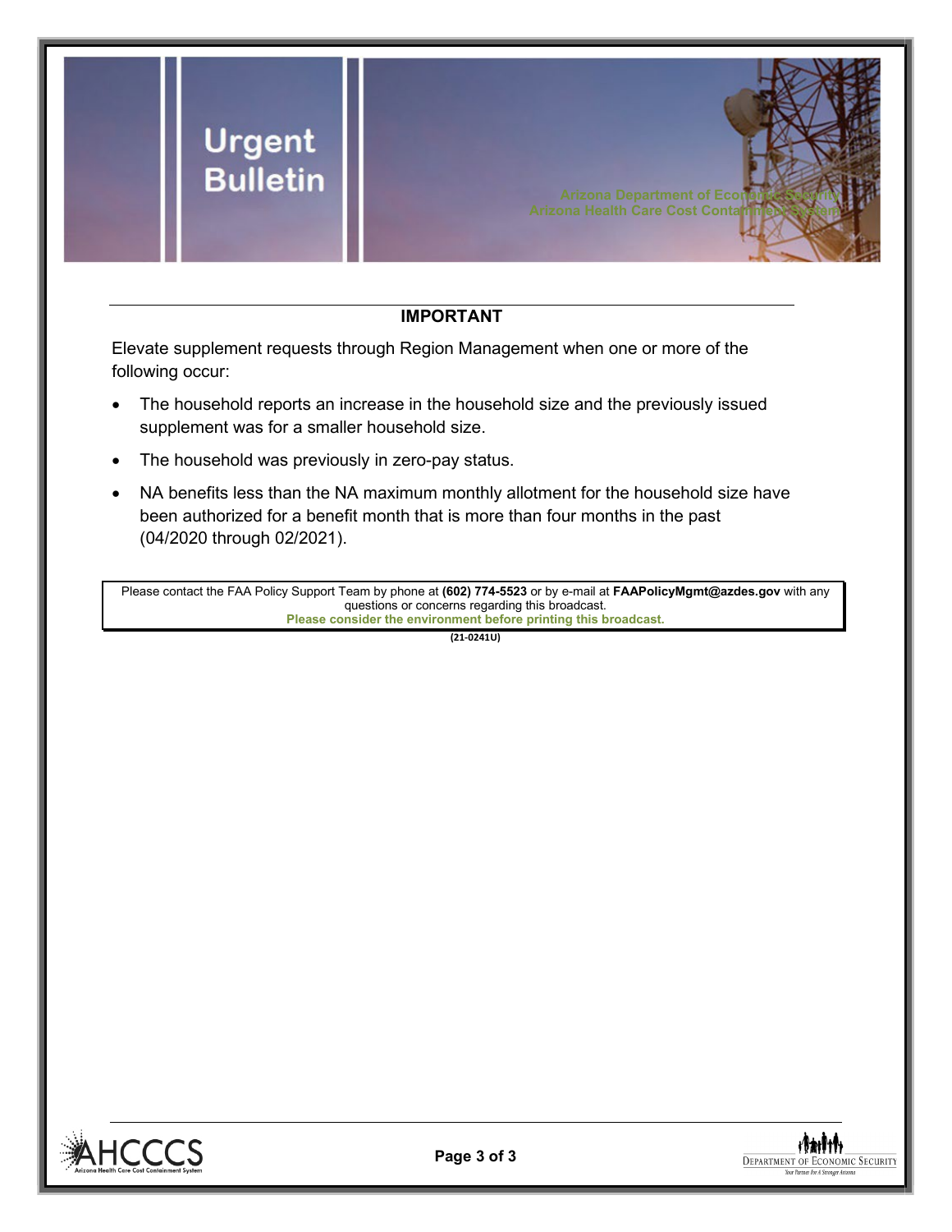**IMPORTANT**

Elevate supplement requests through Region Management when one or more of the following occur:

- The household reports an increase in the household size and the previously issued supplement was for a smaller household size.
- The household was previously in zero-pay status.
- NA benefits less than the NA maximum monthly allotment for the household size have been authorized for a benefit month that is more than four months in the past (04/2020 through 02/2021).

Please contact the FAA Policy Support Team by phone at **(602) 774-5523** or by e-mail at **FAAPolicyMgmt@azdes.gov** with any questions or concerns regarding this broadcast.
**Please consider the environment before printing this broadcast.**

**(21-0241U)**